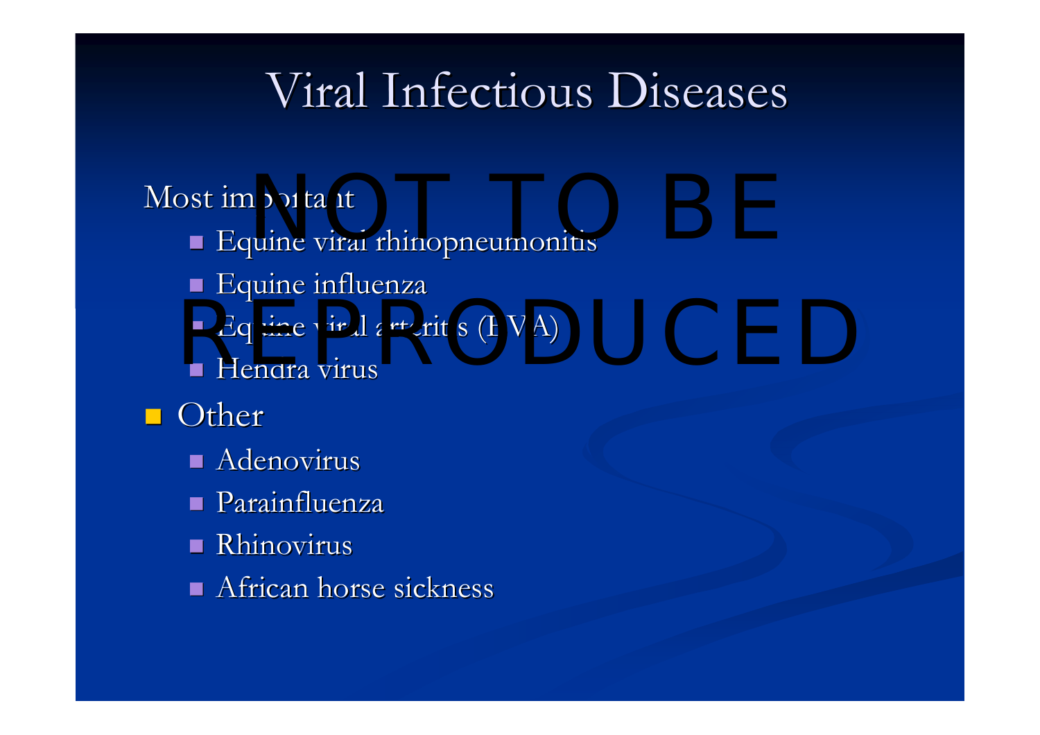# Viral Infectious Diseases

- Most important
  - Equine viral rhinopneumonitis
  - Equine influenza
  - Equine viral arteritis (EVA)
  - Hendra virus
- Other
  - Adenovirus
  - Parainfluenza
  - Rhinovirus
  - African horse sickness

NOT TO BE REPRODUCED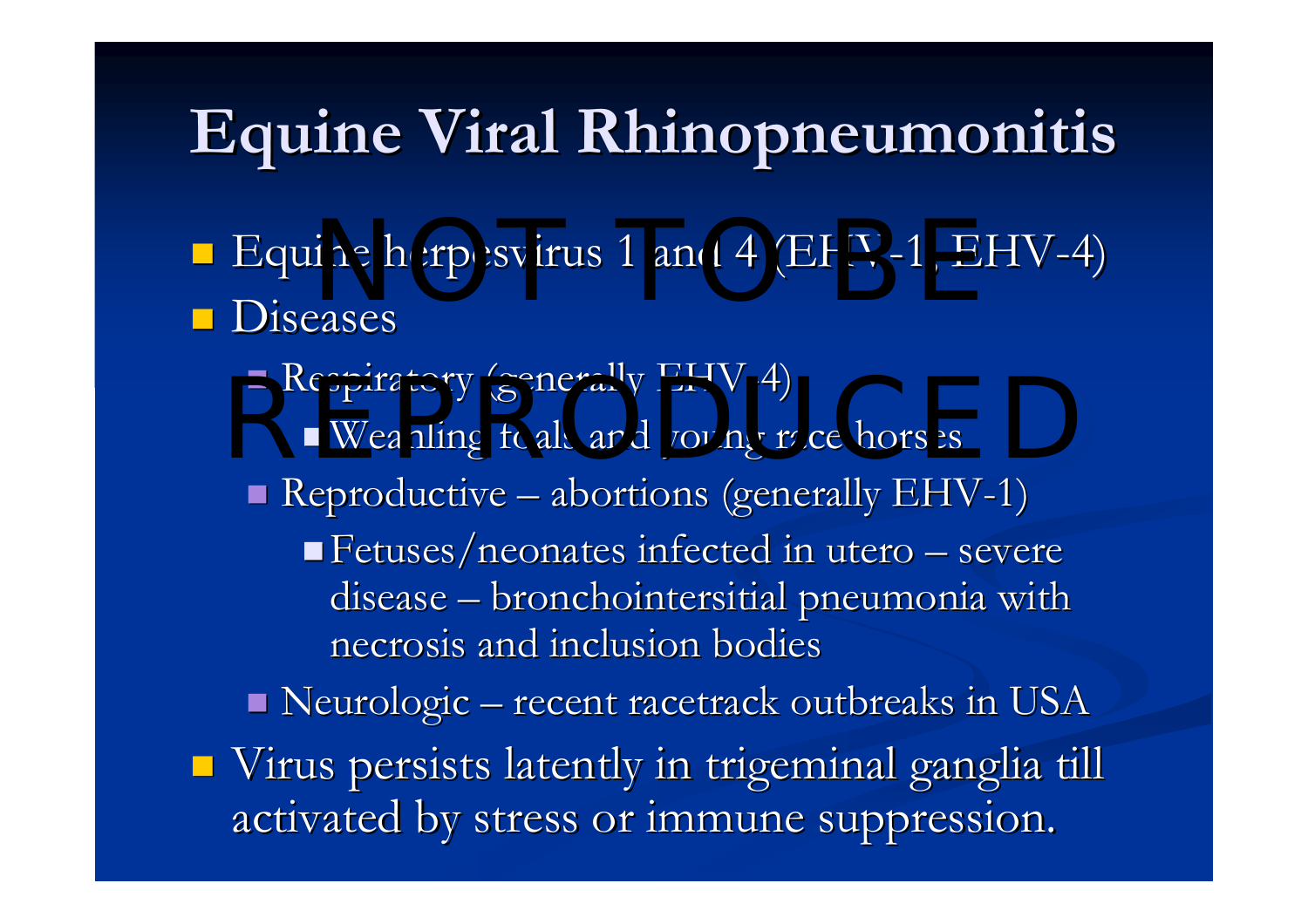# Equine Viral Rhinopneumonitis

- Equine herpesvirus 1 and 4 (EHV-1, EHV-4)
- Diseases
  - Respiratory (generally EHV-4)
    - Weanling foals and young race horses
  - Reproductive – abortions (generally EHV-1)
    - Fetuses/neonates infected in utero – severe disease – bronchointersitial pneumonia with necrosis and inclusion bodies
  - Neurologic – recent racetrack outbreaks in USA
- Virus persists latently in trigeminal ganglia till activated by stress or immune suppression.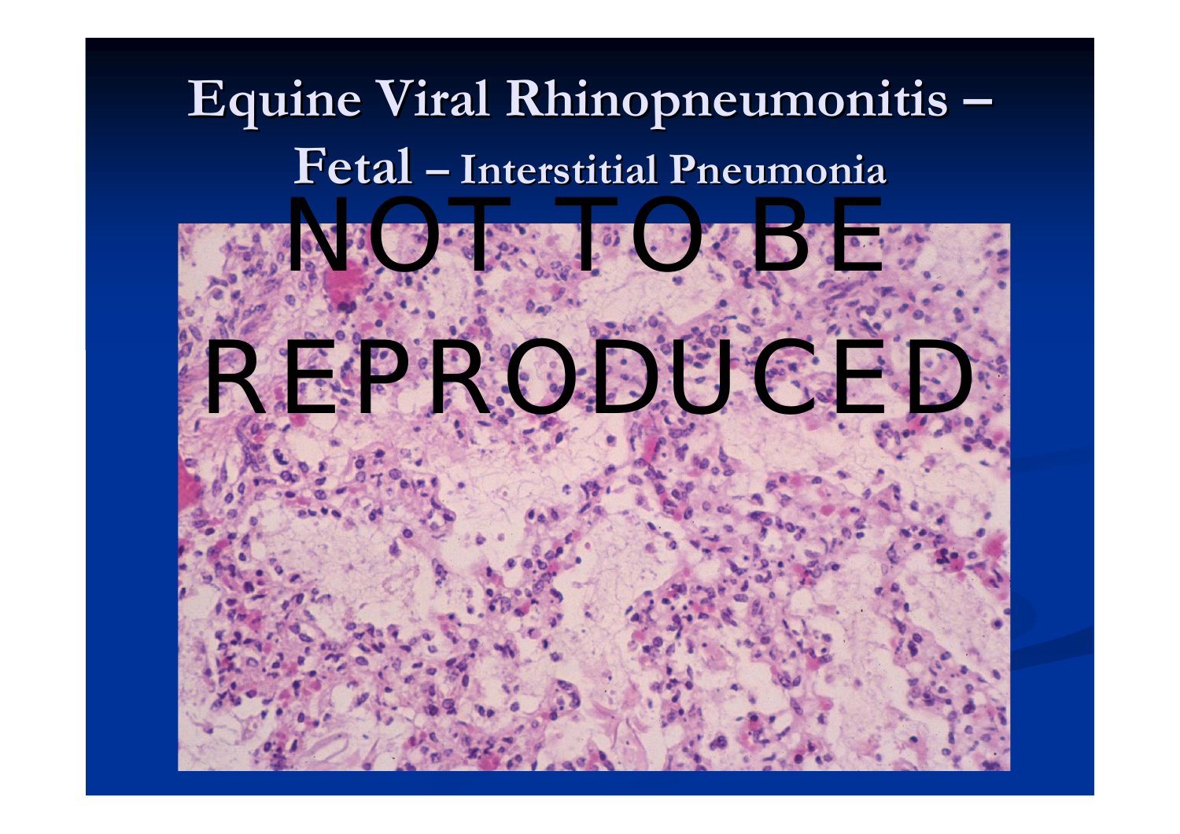# Equine Viral Rhinopneumonitis – Fetal – Interstitial Pneumonia

NOT TO BE REPRODUCED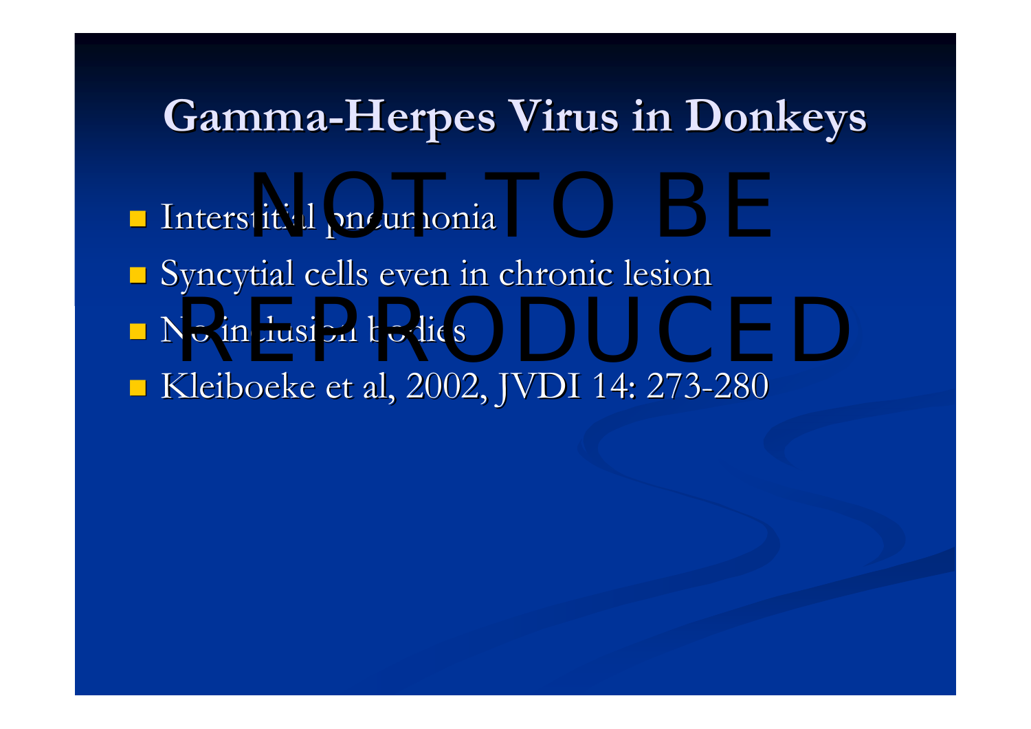# Gamma-Herpes Virus in Donkeys

NOT TO BE REPRODUCED

- Interstitial pneumonia
- Syncytial cells even in chronic lesion
- No inclusion bodies
- Kleiboeke et al, 2002, JVDI 14: 273-280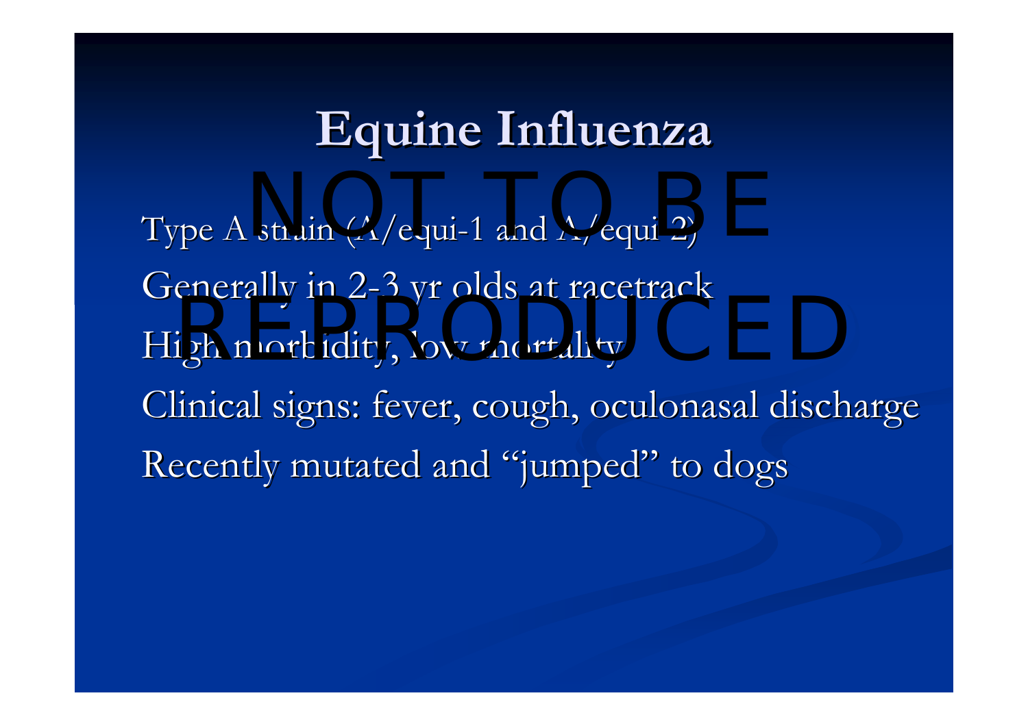# Equine Influenza

- Type A strain (A/equi-1 and A/equi-2)
- Generally in 2-3 yr olds at racetrack
- High morbidity, low mortality
- Clinical signs: fever, cough, oculonasal discharge
- Recently mutated and "jumped" to dogs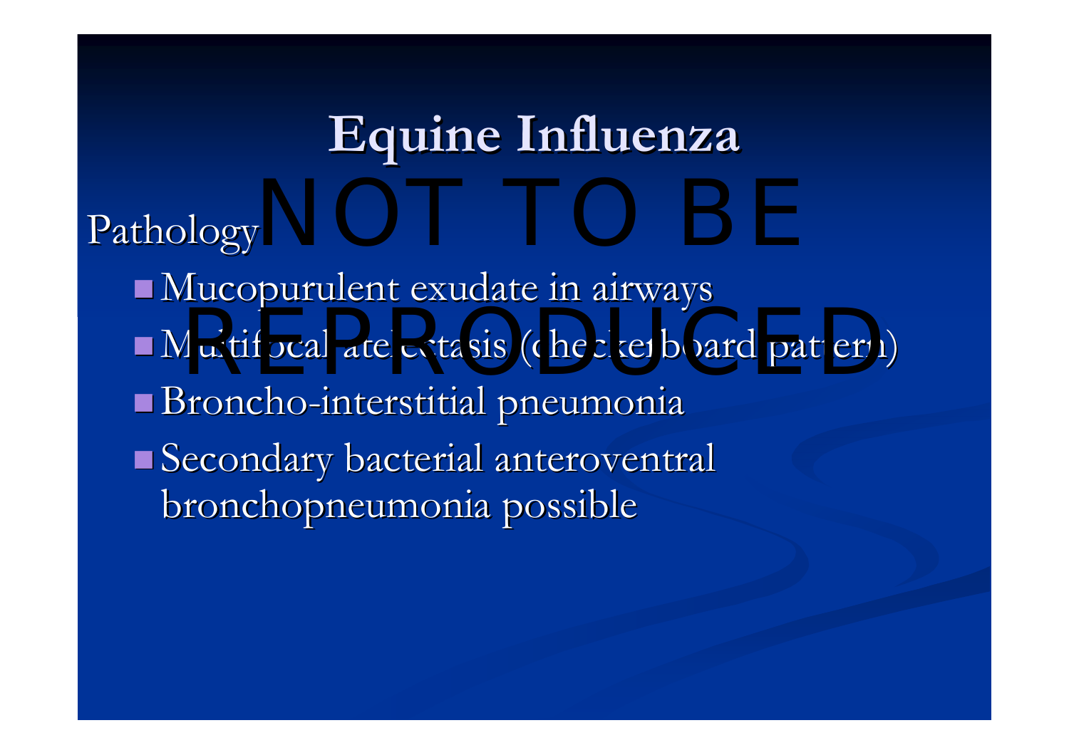# Equine Influenza

Pathology

- Mucopurulent exudate in airways
- Multifocal atelectasis (checkerboard pattern)
- Broncho-interstitial pneumonia
- Secondary bacterial anteroventral bronchopneumonia possible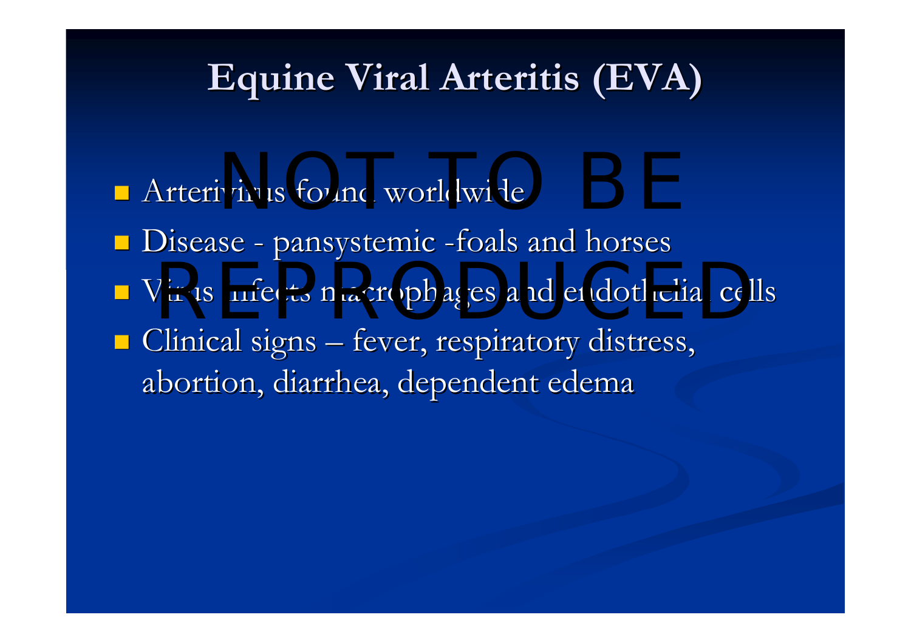# Equine Viral Arteritis (EVA)

- Arterivirus found worldwide
- Disease - pansystemic -foals and horses
- Virus infects macrophages and endothelial cells
- Clinical signs – fever, respiratory distress, abortion, diarrhea, dependent edema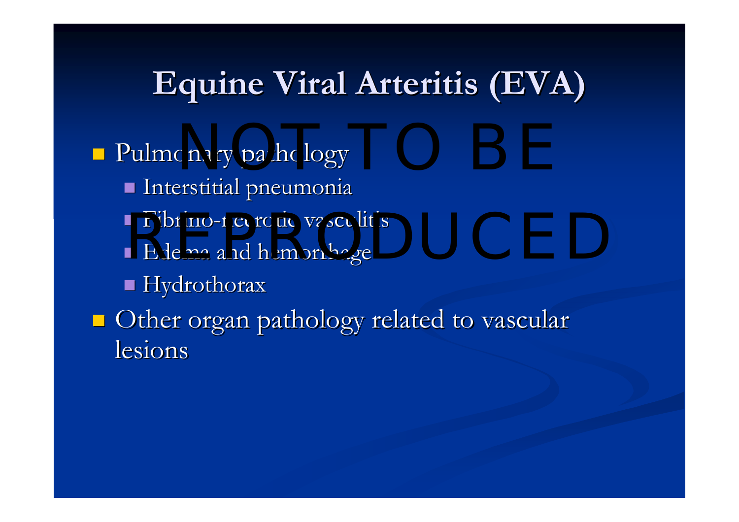# Equine Viral Arteritis (EVA)

- Pulmonary pathology
  - Interstitial pneumonia
  - Fibrino-necrotic vasculitis
  - Edema and hemorrhage
  - Hydrothorax
- Other organ pathology related to vascular lesions

NOT TO BE REPRODUCED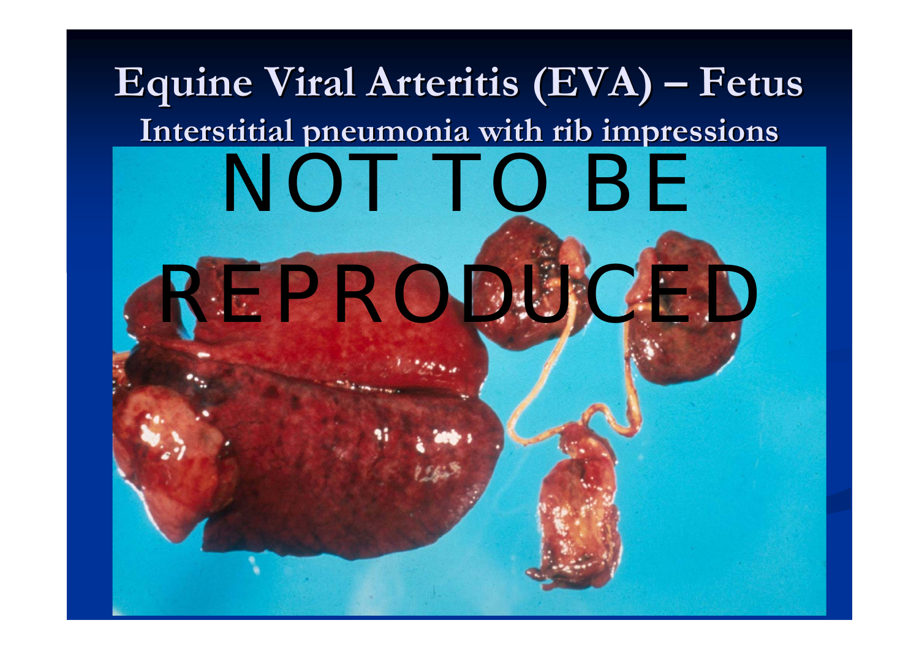# Equine Viral Arteritis (EVA) – Fetus

## Interstitial pneumonia with rib impressions

NOT TO BE REPRODUCED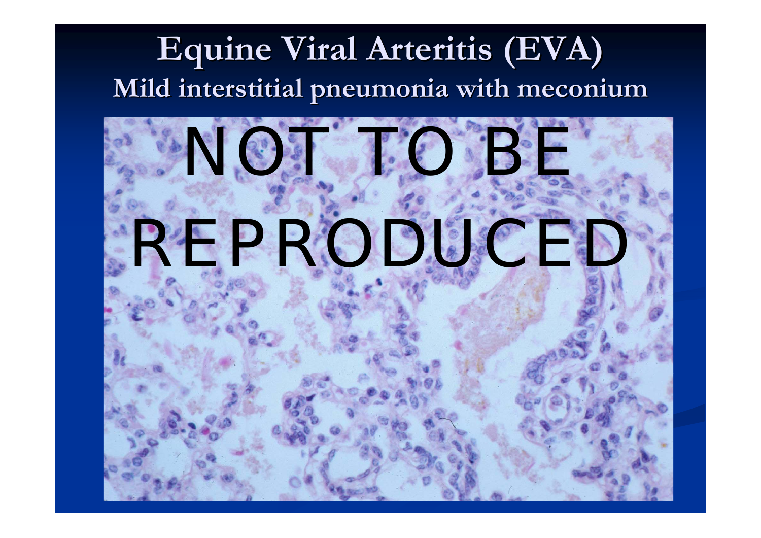# Equine Viral Arteritis (EVA)

## Mild interstitial pneumonia with meconium

NOT TO BE REPRODUCED